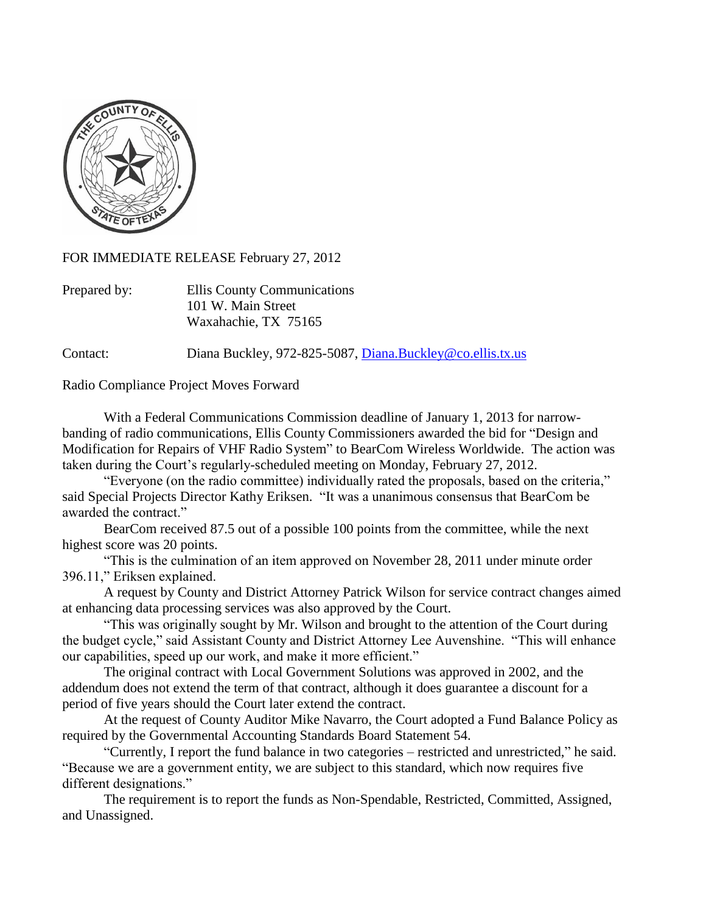FOR IMMEDIATE RELEASE February 27, 2012

Prepared by: Ellis County Communications
101 W. Main Street
Waxahachie, TX 75165

Contact: Diana Buckley, 972-825-5087, Diana.Buckley@co.ellis.tx.us

Radio Compliance Project Moves Forward

With a Federal Communications Commission deadline of January 1, 2013 for narrow-banding of radio communications, Ellis County Commissioners awarded the bid for "Design and Modification for Repairs of VHF Radio System" to BearCom Wireless Worldwide. The action was taken during the Court's regularly-scheduled meeting on Monday, February 27, 2012.

"Everyone (on the radio committee) individually rated the proposals, based on the criteria," said Special Projects Director Kathy Eriksen. "It was a unanimous consensus that BearCom be awarded the contract."

BearCom received 87.5 out of a possible 100 points from the committee, while the next highest score was 20 points.

"This is the culmination of an item approved on November 28, 2011 under minute order 396.11," Eriksen explained.

A request by County and District Attorney Patrick Wilson for service contract changes aimed at enhancing data processing services was also approved by the Court.

"This was originally sought by Mr. Wilson and brought to the attention of the Court during the budget cycle," said Assistant County and District Attorney Lee Auvenshine. "This will enhance our capabilities, speed up our work, and make it more efficient."

The original contract with Local Government Solutions was approved in 2002, and the addendum does not extend the term of that contract, although it does guarantee a discount for a period of five years should the Court later extend the contract.

At the request of County Auditor Mike Navarro, the Court adopted a Fund Balance Policy as required by the Governmental Accounting Standards Board Statement 54.

"Currently, I report the fund balance in two categories – restricted and unrestricted," he said. "Because we are a government entity, we are subject to this standard, which now requires five different designations."

The requirement is to report the funds as Non-Spendable, Restricted, Committed, Assigned, and Unassigned.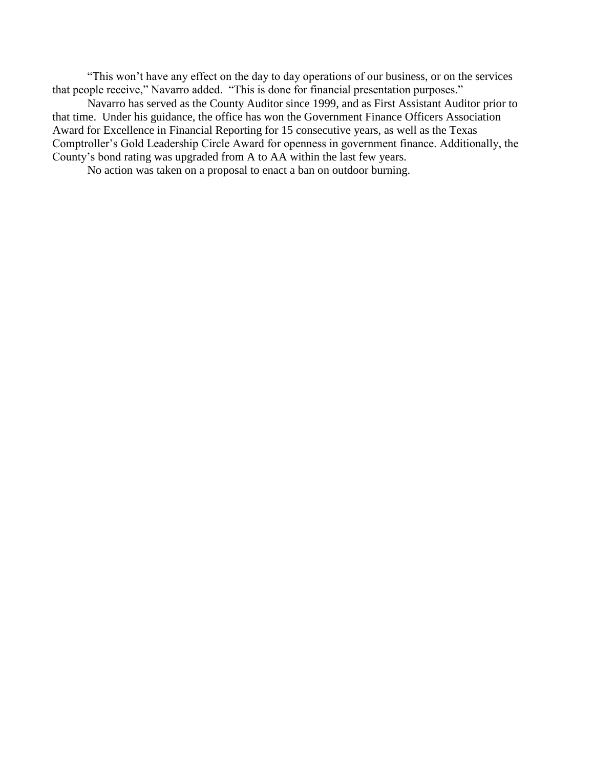"This won't have any effect on the day to day operations of our business, or on the services that people receive," Navarro added. "This is done for financial presentation purposes."

Navarro has served as the County Auditor since 1999, and as First Assistant Auditor prior to that time. Under his guidance, the office has won the Government Finance Officers Association Award for Excellence in Financial Reporting for 15 consecutive years, as well as the Texas Comptroller's Gold Leadership Circle Award for openness in government finance. Additionally, the County's bond rating was upgraded from A to AA within the last few years.

No action was taken on a proposal to enact a ban on outdoor burning.